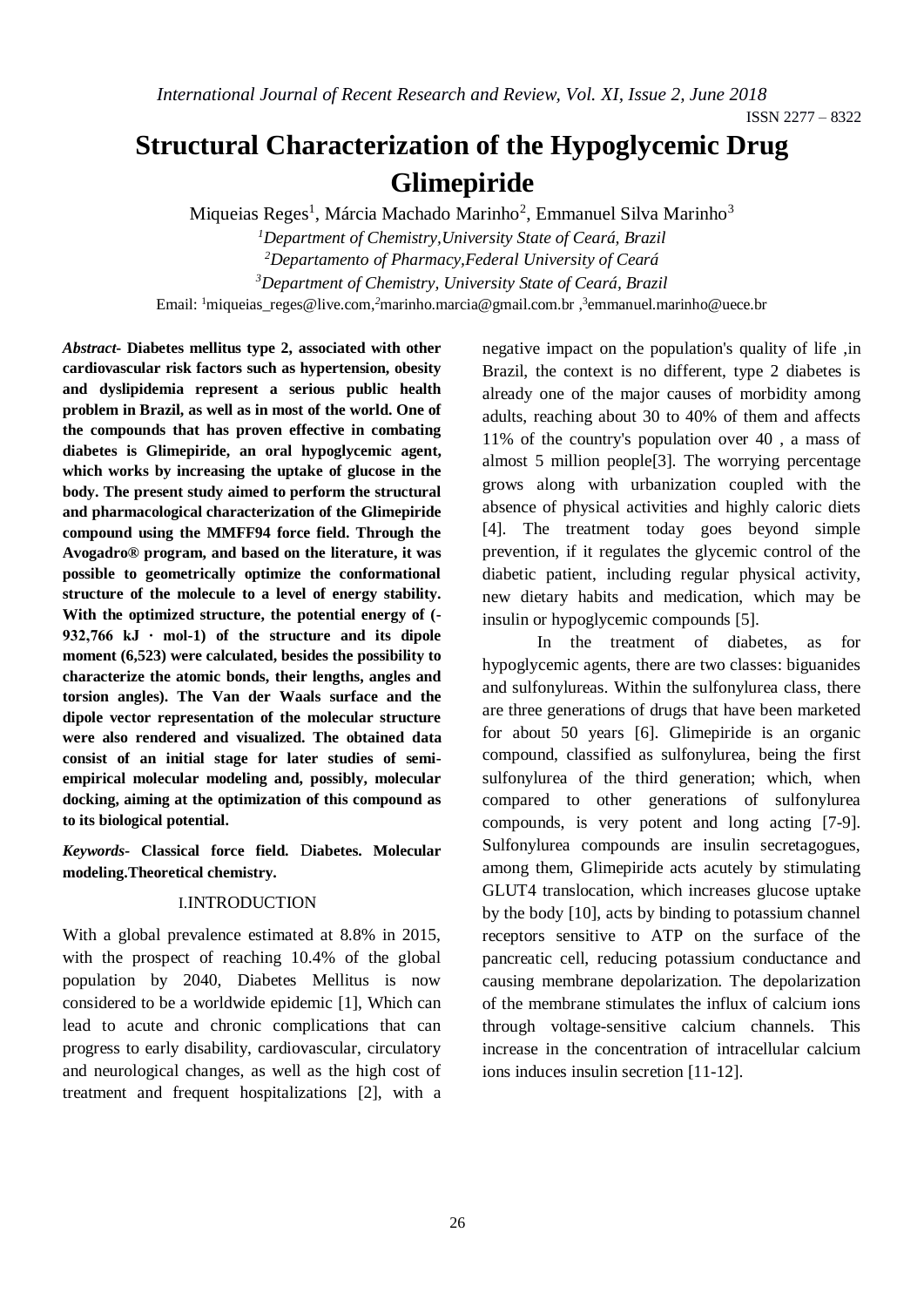# Structural Characterization of the Hypoglycemic Drug Glimepiride

Miqueias Reges[1], Márcia Machado Marinho[2], Emmanuel Silva Marinho[3]

[1]*Department of Chemistry,University State of Ceará, Brazil*

[2]*Departamento of Pharmacy,Federal University of Ceará*

[3]*Department of Chemistry, University State of Ceará, Brazil*

Email: [1]miqueias_reges@live.com,[2]marinho.marcia@gmail.com.br ,[3]emmanuel.marinho@uece.br

***Abstract-*** **Diabetes mellitus type 2, associated with other cardiovascular risk factors such as hypertension, obesity and dyslipidemia represent a serious public health problem in Brazil, as well as in most of the world. One of the compounds that has proven effective in combating diabetes is Glimepiride, an oral hypoglycemic agent, which works by increasing the uptake of glucose in the body. The present study aimed to perform the structural and pharmacological characterization of the Glimepiride compound using the MMFF94 force field. Through the Avogadro® program, and based on the literature, it was possible to geometrically optimize the conformational structure of the molecule to a level of energy stability. With the optimized structure, the potential energy of (-932,766 kJ · mol-1) of the structure and its dipole moment (6,523) were calculated, besides the possibility to characterize the atomic bonds, their lengths, angles and torsion angles). The Van der Waals surface and the dipole vector representation of the molecular structure were also rendered and visualized. The obtained data consist of an initial stage for later studies of semi-empirical molecular modeling and, possibly, molecular docking, aiming at the optimization of this compound as to its biological potential.**

***Keywords-*** **Classical force field. Diabetes. Molecular modeling.Theoretical chemistry.**

## I.INTRODUCTION

With a global prevalence estimated at 8.8% in 2015, with the prospect of reaching 10.4% of the global population by 2040, Diabetes Mellitus is now considered to be a worldwide epidemic [1], Which can lead to acute and chronic complications that can progress to early disability, cardiovascular, circulatory and neurological changes, as well as the high cost of treatment and frequent hospitalizations [2], with a negative impact on the population's quality of life ,in Brazil, the context is no different, type 2 diabetes is already one of the major causes of morbidity among adults, reaching about 30 to 40% of them and affects 11% of the country's population over 40 , a mass of almost 5 million people[3]. The worrying percentage grows along with urbanization coupled with the absence of physical activities and highly caloric diets [4]. The treatment today goes beyond simple prevention, if it regulates the glycemic control of the diabetic patient, including regular physical activity, new dietary habits and medication, which may be insulin or hypoglycemic compounds [5].

In the treatment of diabetes, as for hypoglycemic agents, there are two classes: biguanides and sulfonylureas. Within the sulfonylurea class, there are three generations of drugs that have been marketed for about 50 years [6]. Glimepiride is an organic compound, classified as sulfonylurea, being the first sulfonylurea of the third generation; which, when compared to other generations of sulfonylurea compounds, is very potent and long acting [7-9]. Sulfonylurea compounds are insulin secretagogues, among them, Glimepiride acts acutely by stimulating GLUT4 translocation, which increases glucose uptake by the body [10], acts by binding to potassium channel receptors sensitive to ATP on the surface of the pancreatic cell, reducing potassium conductance and causing membrane depolarization. The depolarization of the membrane stimulates the influx of calcium ions through voltage-sensitive calcium channels. This increase in the concentration of intracellular calcium ions induces insulin secretion [11-12].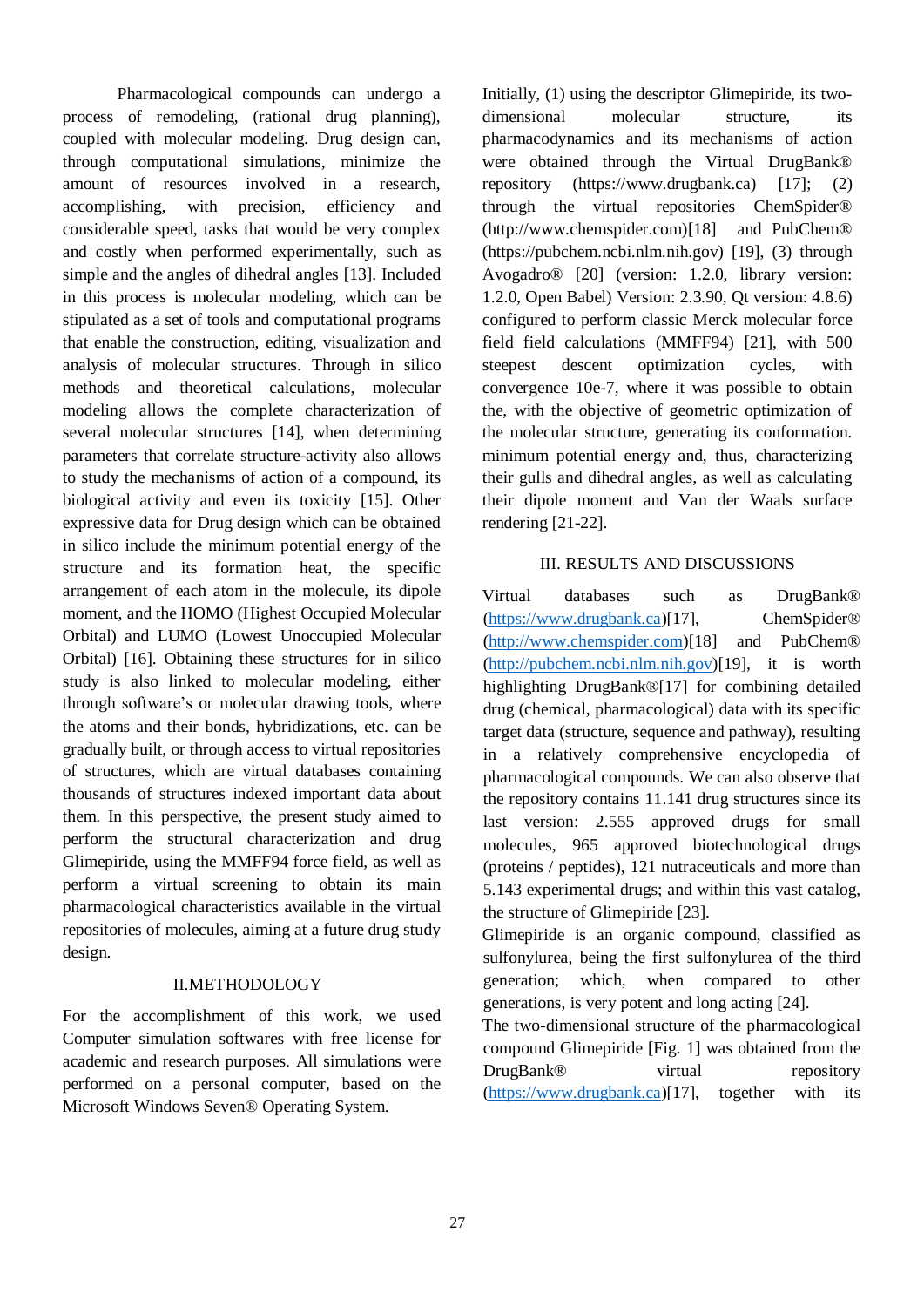Pharmacological compounds can undergo a process of remodeling, (rational drug planning), coupled with molecular modeling. Drug design can, through computational simulations, minimize the amount of resources involved in a research, accomplishing, with precision, efficiency and considerable speed, tasks that would be very complex and costly when performed experimentally, such as simple and the angles of dihedral angles [13]. Included in this process is molecular modeling, which can be stipulated as a set of tools and computational programs that enable the construction, editing, visualization and analysis of molecular structures. Through in silico methods and theoretical calculations, molecular modeling allows the complete characterization of several molecular structures [14], when determining parameters that correlate structure-activity also allows to study the mechanisms of action of a compound, its biological activity and even its toxicity [15]. Other expressive data for Drug design which can be obtained in silico include the minimum potential energy of the structure and its formation heat, the specific arrangement of each atom in the molecule, its dipole moment, and the HOMO (Highest Occupied Molecular Orbital) and LUMO (Lowest Unoccupied Molecular Orbital) [16]. Obtaining these structures for in silico study is also linked to molecular modeling, either through software's or molecular drawing tools, where the atoms and their bonds, hybridizations, etc. can be gradually built, or through access to virtual repositories of structures, which are virtual databases containing thousands of structures indexed important data about them. In this perspective, the present study aimed to perform the structural characterization and drug Glimepiride, using the MMFF94 force field, as well as perform a virtual screening to obtain its main pharmacological characteristics available in the virtual repositories of molecules, aiming at a future drug study design.

## II.METHODOLOGY

For the accomplishment of this work, we used Computer simulation softwares with free license for academic and research purposes. All simulations were performed on a personal computer, based on the Microsoft Windows Seven® Operating System.

Initially, (1) using the descriptor Glimepiride, its two-dimensional molecular structure, its pharmacodynamics and its mechanisms of action were obtained through the Virtual DrugBank® repository (https://www.drugbank.ca) [17]; (2) through the virtual repositories ChemSpider® (http://www.chemspider.com)[18] and PubChem® (https://pubchem.ncbi.nlm.nih.gov) [19], (3) through Avogadro® [20] (version: 1.2.0, library version: 1.2.0, Open Babel) Version: 2.3.90, Qt version: 4.8.6) configured to perform classic Merck molecular force field field calculations (MMFF94) [21], with 500 steepest descent optimization cycles, with convergence 10e-7, where it was possible to obtain the, with the objective of geometric optimization of the molecular structure, generating its conformation. minimum potential energy and, thus, characterizing their gulls and dihedral angles, as well as calculating their dipole moment and Van der Waals surface rendering [21-22].

## III. RESULTS AND DISCUSSIONS

Virtual databases such as DrugBank® (https://www.drugbank.ca)[17], ChemSpider® (http://www.chemspider.com)[18] and PubChem® (http://pubchem.ncbi.nlm.nih.gov)[19], it is worth highlighting DrugBank®[17] for combining detailed drug (chemical, pharmacological) data with its specific target data (structure, sequence and pathway), resulting in a relatively comprehensive encyclopedia of pharmacological compounds. We can also observe that the repository contains 11.141 drug structures since its last version: 2.555 approved drugs for small molecules, 965 approved biotechnological drugs (proteins / peptides), 121 nutraceuticals and more than 5.143 experimental drugs; and within this vast catalog, the structure of Glimepiride [23].

Glimepiride is an organic compound, classified as sulfonylurea, being the first sulfonylurea of the third generation; which, when compared to other generations, is very potent and long acting [24].

The two-dimensional structure of the pharmacological compound Glimepiride [Fig. 1] was obtained from the DrugBank® virtual repository (https://www.drugbank.ca)[17], together with its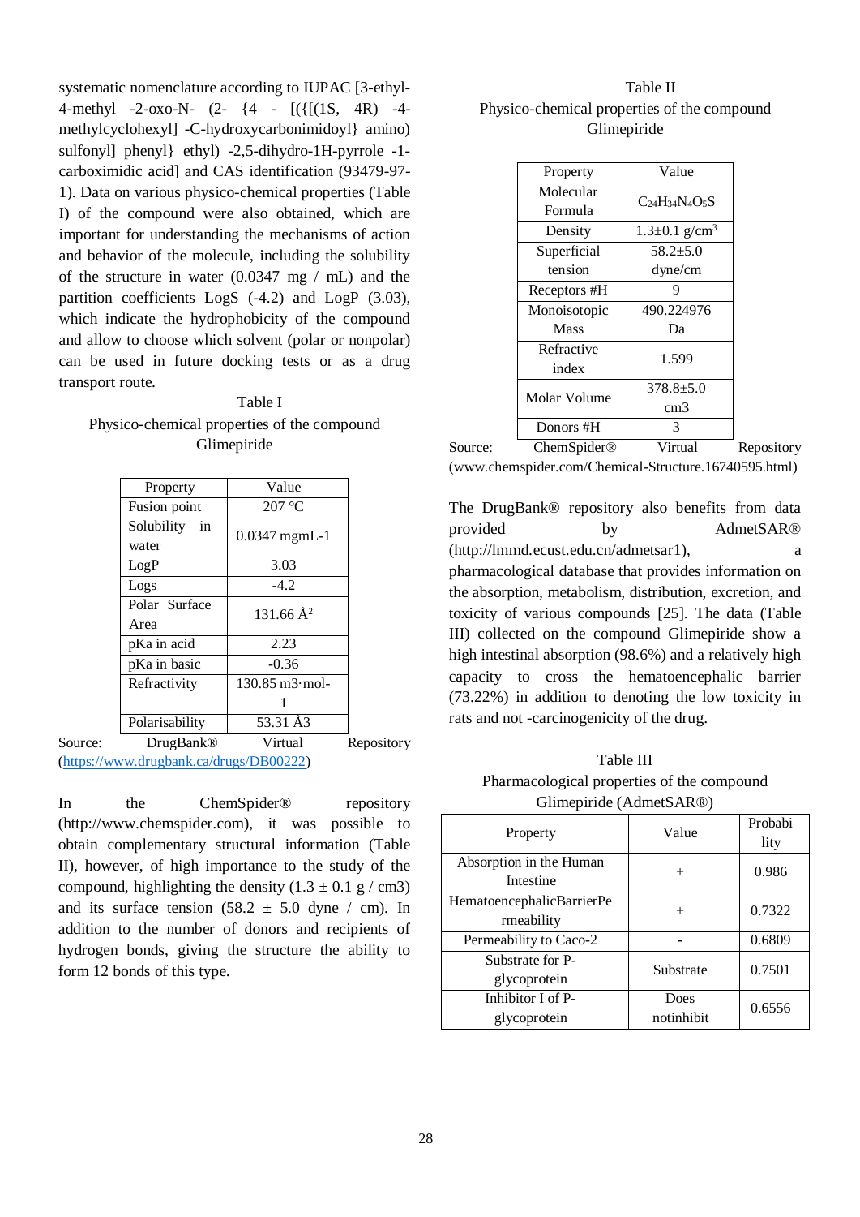systematic nomenclature according to IUPAC [3-ethyl-4-methyl -2-oxo-N- (2- {4 - [({[(1S, 4R) -4-methylcyclohexyl] -C-hydroxycarbonimidoyl} amino) sulfonyl] phenyl} ethyl) -2,5-dihydro-1H-pyrrole -1-carboximidic acid] and CAS identification (93479-97-1). Data on various physico-chemical properties (Table I) of the compound were also obtained, which are important for understanding the mechanisms of action and behavior of the molecule, including the solubility of the structure in water (0.0347 mg / mL) and the partition coefficients LogS (-4.2) and LogP (3.03), which indicate the hydrophobicity of the compound and allow to choose which solvent (polar or nonpolar) can be used in future docking tests or as a drug transport route.

Table I
Physico-chemical properties of the compound Glimepiride

| Property | Value |
|---|---|
| Fusion point | 207 °C |
| Solubility in water | 0.0347 mgmL-1 |
| LogP | 3.03 |
| Logs | -4.2 |
| Polar Surface Area | 131.66 Å$^2$ |
| pKa in acid | 2.23 |
| pKa in basic | -0.36 |
| Refractivity | 130.85 m3·mol-1 |
| Polarisability | 53.31 Å3 |

Source: DrugBank® Virtual Repository (https://www.drugbank.ca/drugs/DB00222)

In the ChemSpider® repository (http://www.chemspider.com), it was possible to obtain complementary structural information (Table II), however, of high importance to the study of the compound, highlighting the density (1.3 ± 0.1 g / cm3) and its surface tension (58.2 ± 5.0 dyne / cm). In addition to the number of donors and recipients of hydrogen bonds, giving the structure the ability to form 12 bonds of this type.

Table II
Physico-chemical properties of the compound Glimepiride

| Property | Value |
|---|---|
| Molecular Formula | $C_{24}H_{34}N_4O_5S$ |
| Density | 1.3±0.1 g/cm$^3$ |
| Superficial tension | 58.2±5.0 dyne/cm |
| Receptors #H | 9 |
| Monoisotopic Mass | 490.224976 Da |
| Refractive index | 1.599 |
| Molar Volume | 378.8±5.0 cm3 |
| Donors #H | 3 |

Source: ChemSpider® Virtual Repository (www.chemspider.com/Chemical-Structure.16740595.html)

The DrugBank® repository also benefits from data provided by AdmetSAR® (http://lmmd.ecust.edu.cn/admetsar1), a pharmacological database that provides information on the absorption, metabolism, distribution, excretion, and toxicity of various compounds [25]. The data (Table III) collected on the compound Glimepiride show a high intestinal absorption (98.6%) and a relatively high capacity to cross the hematoencephalic barrier (73.22%) in addition to denoting the low toxicity in rats and not -carcinogenicity of the drug.

Table III
Pharmacological properties of the compound Glimepiride (AdmetSAR®)

| Property | Value | Probability |
|---|---|---|
| Absorption in the Human Intestine | + | 0.986 |
| HematoencephalicBarrierPermeability | + | 0.7322 |
| Permeability to Caco-2 | - | 0.6809 |
| Substrate for P-glycoprotein | Substrate | 0.7501 |
| Inhibitor I of P-glycoprotein | Does notinhibit | 0.6556 |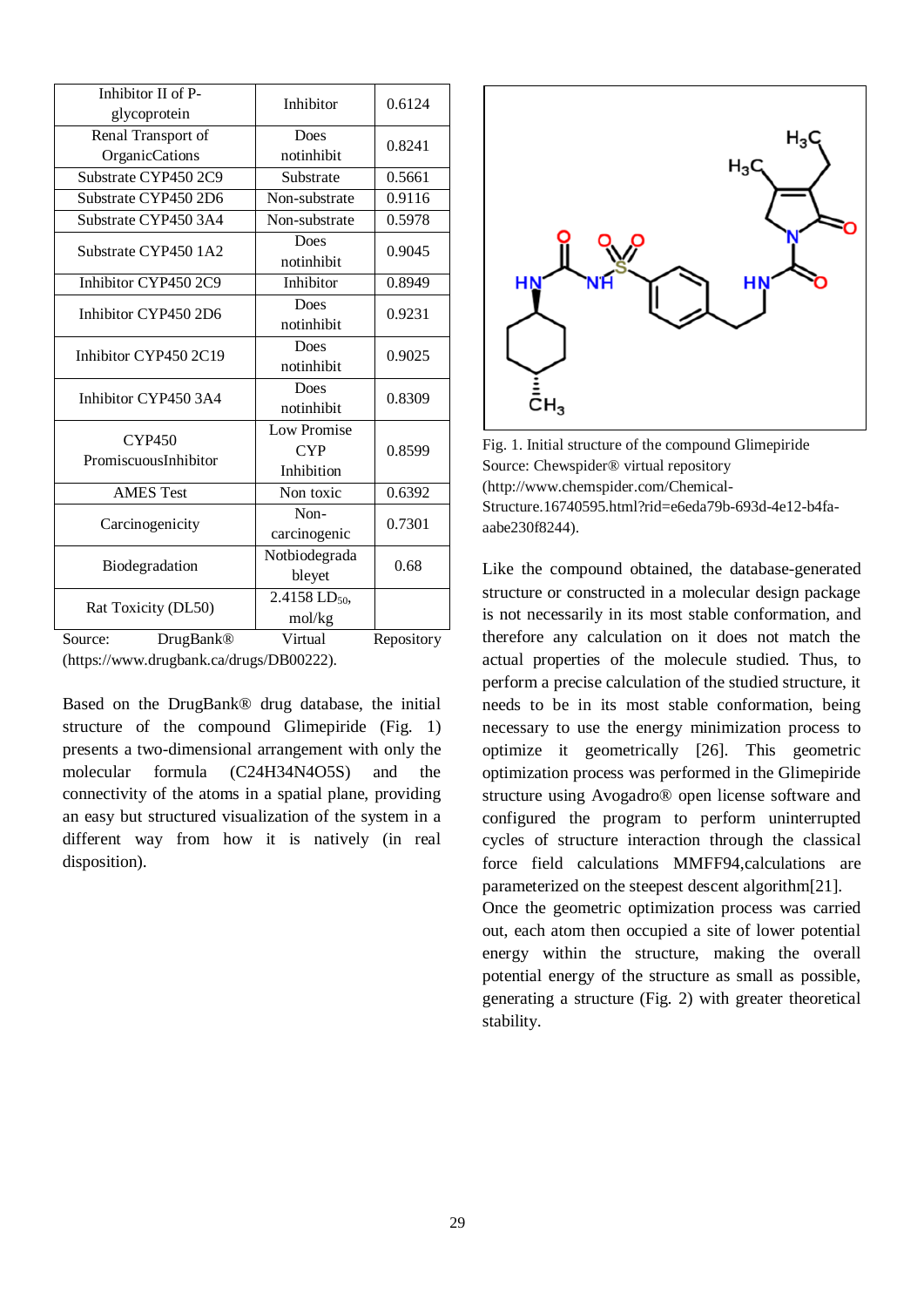| | | |
|---|---|---|
| Inhibitor II of P-glycoprotein | Inhibitor | 0.6124 |
| Renal Transport of OrganicCations | Does notinhibit | 0.8241 |
| Substrate CYP450 2C9 | Substrate | 0.5661 |
| Substrate CYP450 2D6 | Non-substrate | 0.9116 |
| Substrate CYP450 3A4 | Non-substrate | 0.5978 |
| Substrate CYP450 1A2 | Does notinhibit | 0.9045 |
| Inhibitor CYP450 2C9 | Inhibitor | 0.8949 |
| Inhibitor CYP450 2D6 | Does notinhibit | 0.9231 |
| Inhibitor CYP450 2C19 | Does notinhibit | 0.9025 |
| Inhibitor CYP450 3A4 | Does notinhibit | 0.8309 |
| CYP450 PromiscuousInhibitor | Low Promise CYP Inhibition | 0.8599 |
| AMES Test | Non toxic | 0.6392 |
| Carcinogenicity | Non-carcinogenic | 0.7301 |
| Biodegradation | Notbiodegradableyet | 0.68 |
| Rat Toxicity (DL50) | 2.4158 $LD_{50}$, mol/kg | |

Source: DrugBank® Virtual Repository (https://www.drugbank.ca/drugs/DB00222).

Based on the DrugBank® drug database, the initial structure of the compound Glimepiride (Fig. 1) presents a two-dimensional arrangement with only the molecular formula (C24H34N4O5S) and the connectivity of the atoms in a spatial plane, providing an easy but structured visualization of the system in a different way from how it is natively (in real disposition).

Fig. 1. Initial structure of the compound Glimepiride
Source: Chewspider® virtual repository (http://www.chemspider.com/Chemical-Structure.16740595.html?rid=e6eda79b-693d-4e12-b4fa-aabe230f8244).

Like the compound obtained, the database-generated structure or constructed in a molecular design package is not necessarily in its most stable conformation, and therefore any calculation on it does not match the actual properties of the molecule studied. Thus, to perform a precise calculation of the studied structure, it needs to be in its most stable conformation, being necessary to use the energy minimization process to optimize it geometrically [26]. This geometric optimization process was performed in the Glimepiride structure using Avogadro® open license software and configured the program to perform uninterrupted cycles of structure interaction through the classical force field calculations MMFF94,calculations are parameterized on the steepest descent algorithm[21].
Once the geometric optimization process was carried out, each atom then occupied a site of lower potential energy within the structure, making the overall potential energy of the structure as small as possible, generating a structure (Fig. 2) with greater theoretical stability.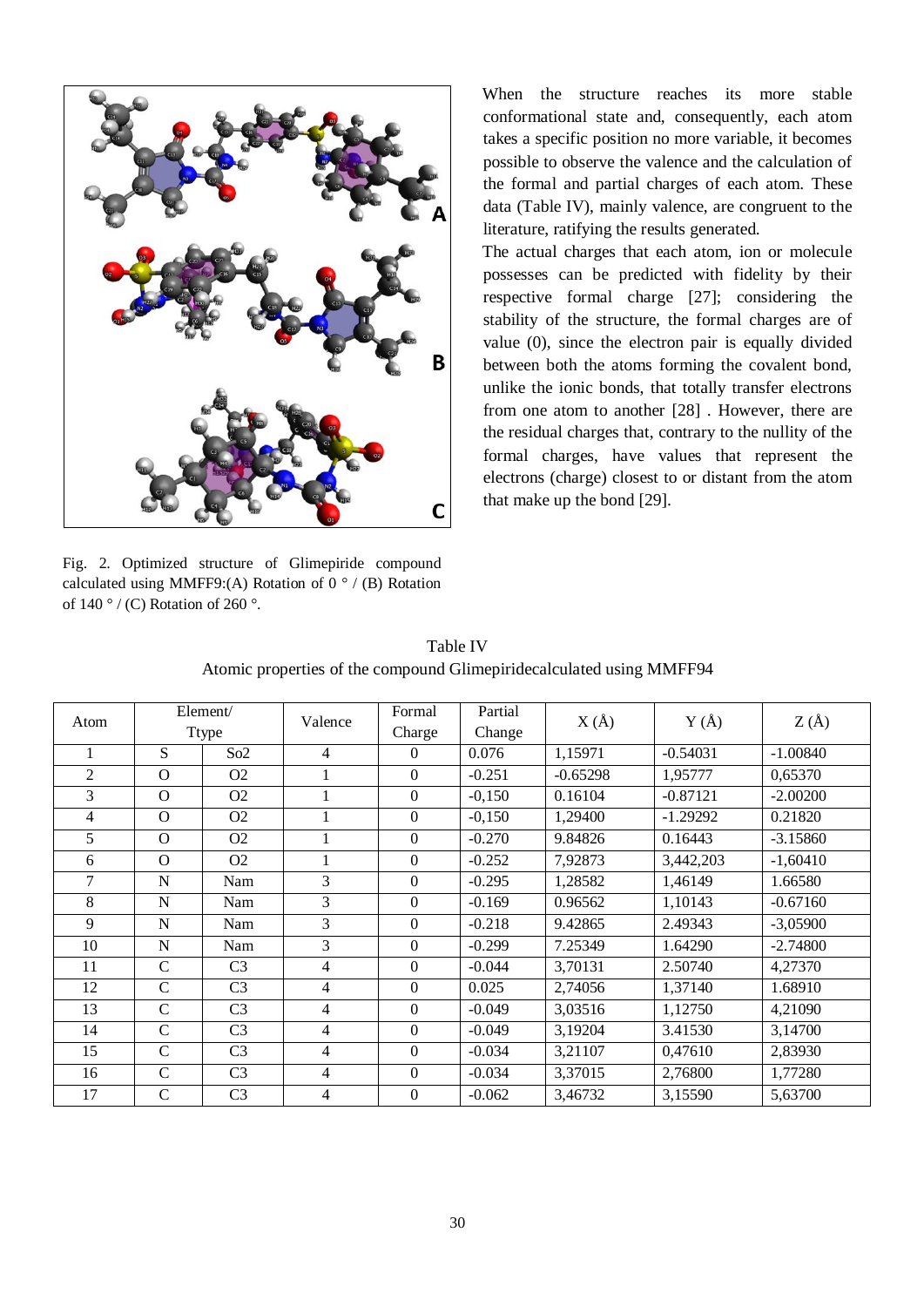Fig. 2. Optimized structure of Glimepiride compound calculated using MMFF9:(A) Rotation of 0 ° / (B) Rotation of 140 ° / (C) Rotation of 260 °.

When the structure reaches its more stable conformational state and, consequently, each atom takes a specific position no more variable, it becomes possible to observe the valence and the calculation of the formal and partial charges of each atom. These data (Table IV), mainly valence, are congruent to the literature, ratifying the results generated.

The actual charges that each atom, ion or molecule possesses can be predicted with fidelity by their respective formal charge [27]; considering the stability of the structure, the formal charges are of value (0), since the electron pair is equally divided between both the atoms forming the covalent bond, unlike the ionic bonds, that totally transfer electrons from one atom to another [28] . However, there are the residual charges that, contrary to the nullity of the formal charges, have values that represent the electrons (charge) closest to or distant from the atom that make up the bond [29].

Table IV
Atomic properties of the compound Glimepiridecalculated using MMFF94

| Atom | Element/ Ttype | | Valence | Formal Charge | Partial Change | X (Å) | Y (Å) | Z (Å) |
|---|---|---|---|---|---|---|---|---|
| 1 | S | So2 | 4 | 0 | 0.076 | 1,15971 | -0.54031 | -1.00840 |
| 2 | O | O2 | 1 | 0 | -0.251 | -0.65298 | 1,95777 | 0,65370 |
| 3 | O | O2 | 1 | 0 | -0,150 | 0.16104 | -0.87121 | -2.00200 |
| 4 | O | O2 | 1 | 0 | -0,150 | 1,29400 | -1.29292 | 0.21820 |
| 5 | O | O2 | 1 | 0 | -0.270 | 9.84826 | 0.16443 | -3.15860 |
| 6 | O | O2 | 1 | 0 | -0.252 | 7,92873 | 3,442,203 | -1,60410 |
| 7 | N | Nam | 3 | 0 | -0.295 | 1,28582 | 1,46149 | 1.66580 |
| 8 | N | Nam | 3 | 0 | -0.169 | 0.96562 | 1,10143 | -0.67160 |
| 9 | N | Nam | 3 | 0 | -0.218 | 9.42865 | 2.49343 | -3,05900 |
| 10 | N | Nam | 3 | 0 | -0.299 | 7.25349 | 1.64290 | -2.74800 |
| 11 | C | C3 | 4 | 0 | -0.044 | 3,70131 | 2.50740 | 4,27370 |
| 12 | C | C3 | 4 | 0 | 0.025 | 2,74056 | 1,37140 | 1.68910 |
| 13 | C | C3 | 4 | 0 | -0.049 | 3,03516 | 1,12750 | 4,21090 |
| 14 | C | C3 | 4 | 0 | -0.049 | 3,19204 | 3.41530 | 3,14700 |
| 15 | C | C3 | 4 | 0 | -0.034 | 3,21107 | 0,47610 | 2,83930 |
| 16 | C | C3 | 4 | 0 | -0.034 | 3,37015 | 2,76800 | 1,77280 |
| 17 | C | C3 | 4 | 0 | -0.062 | 3,46732 | 3,15590 | 5,63700 |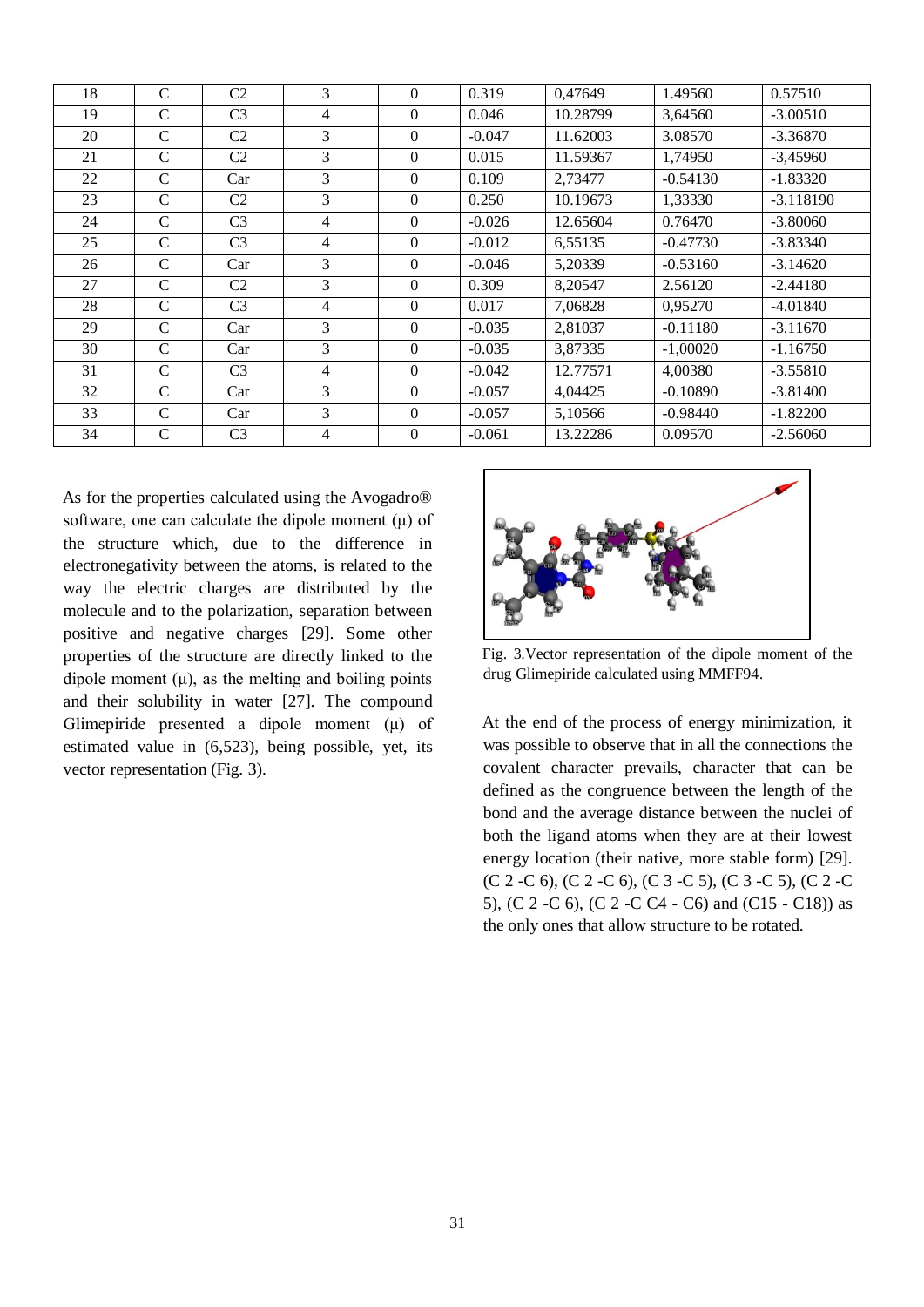| | | | | | | | | |
|---|---|---|---|---|---|---|---|---|
| 18 | C | C2 | 3 | 0 | 0.319 | 0,47649 | 1.49560 | 0.57510 |
| 19 | C | C3 | 4 | 0 | 0.046 | 10.28799 | 3,64560 | -3.00510 |
| 20 | C | C2 | 3 | 0 | -0.047 | 11.62003 | 3.08570 | -3.36870 |
| 21 | C | C2 | 3 | 0 | 0.015 | 11.59367 | 1,74950 | -3,45960 |
| 22 | C | Car | 3 | 0 | 0.109 | 2,73477 | -0.54130 | -1.83320 |
| 23 | C | C2 | 3 | 0 | 0.250 | 10.19673 | 1,33330 | -3.118190 |
| 24 | C | C3 | 4 | 0 | -0.026 | 12.65604 | 0.76470 | -3.80060 |
| 25 | C | C3 | 4 | 0 | -0.012 | 6,55135 | -0.47730 | -3.83340 |
| 26 | C | Car | 3 | 0 | -0.046 | 5,20339 | -0.53160 | -3.14620 |
| 27 | C | C2 | 3 | 0 | 0.309 | 8,20547 | 2.56120 | -2.44180 |
| 28 | C | C3 | 4 | 0 | 0.017 | 7,06828 | 0,95270 | -4.01840 |
| 29 | C | Car | 3 | 0 | -0.035 | 2,81037 | -0.11180 | -3.11670 |
| 30 | C | Car | 3 | 0 | -0.035 | 3,87335 | -1,00020 | -1.16750 |
| 31 | C | C3 | 4 | 0 | -0.042 | 12.77571 | 4,00380 | -3.55810 |
| 32 | C | Car | 3 | 0 | -0.057 | 4,04425 | -0.10890 | -3.81400 |
| 33 | C | Car | 3 | 0 | -0.057 | 5,10566 | -0.98440 | -1.82200 |
| 34 | C | C3 | 4 | 0 | -0.061 | 13.22286 | 0.09570 | -2.56060 |

As for the properties calculated using the Avogadro® software, one can calculate the dipole moment (μ) of the structure which, due to the difference in electronegativity between the atoms, is related to the way the electric charges are distributed by the molecule and to the polarization, separation between positive and negative charges [29]. Some other properties of the structure are directly linked to the dipole moment (μ), as the melting and boiling points and their solubility in water [27]. The compound Glimepiride presented a dipole moment (μ) of estimated value in (6,523), being possible, yet, its vector representation (Fig. 3).

Fig. 3.Vector representation of the dipole moment of the drug Glimepiride calculated using MMFF94.

At the end of the process of energy minimization, it was possible to observe that in all the connections the covalent character prevails, character that can be defined as the congruence between the length of the bond and the average distance between the nuclei of both the ligand atoms when they are at their lowest energy location (their native, more stable form) [29]. (C 2 -C 6), (C 2 -C 6), (C 3 -C 5), (C 3 -C 5), (C 2 -C 5), (C 2 -C 6), (C 2 -C C4 - C6) and (C15 - C18)) as the only ones that allow structure to be rotated.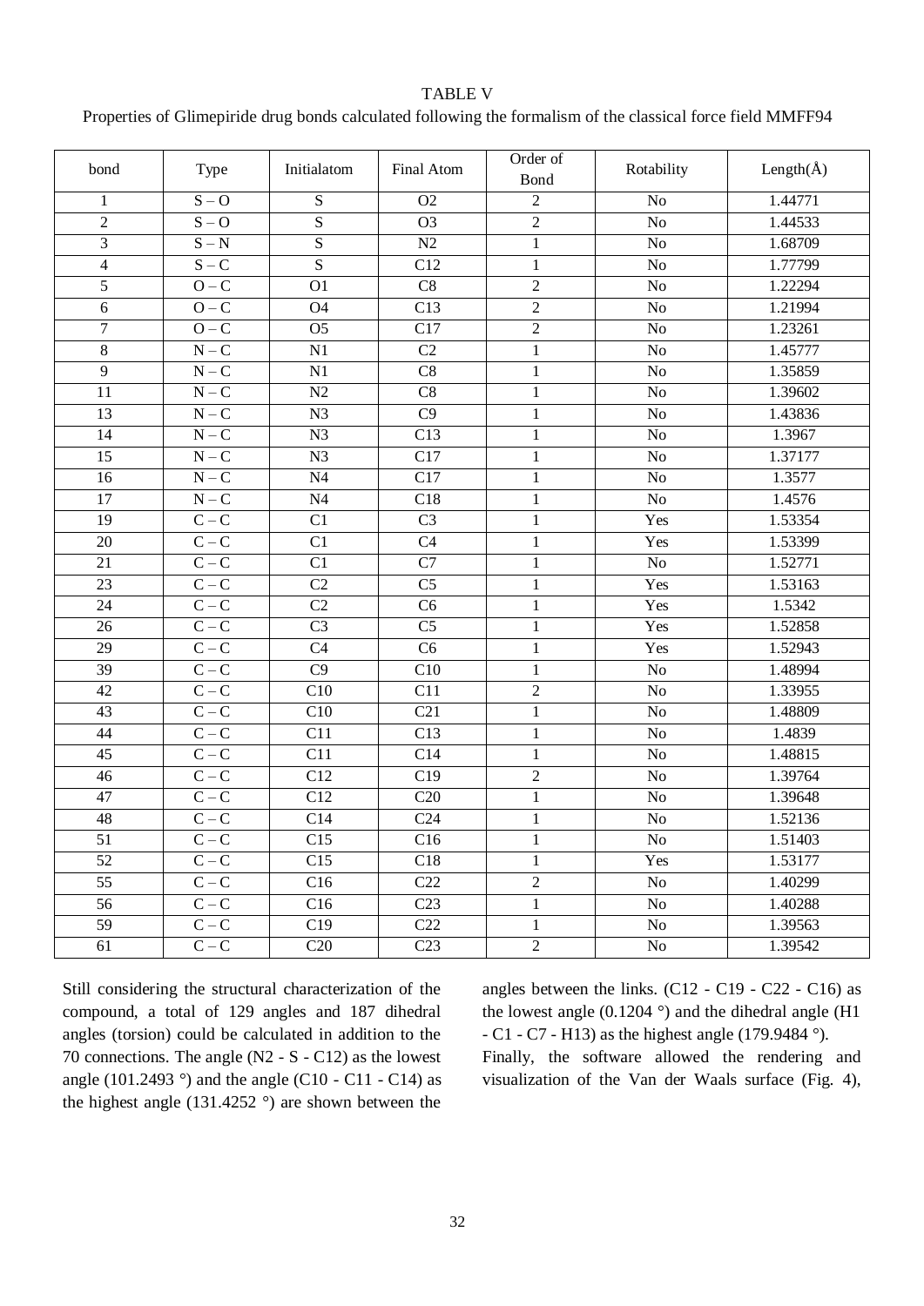TABLE V

Properties of Glimepiride drug bonds calculated following the formalism of the classical force field MMFF94

| bond | Type | Initialatom | Final Atom | Order of Bond | Rotability | Length(Å) |
|---|---|---|---|---|---|---|
| 1 | S – O | S | O2 | 2 | No | 1.44771 |
| 2 | S – O | S | O3 | 2 | No | 1.44533 |
| 3 | S – N | S | N2 | 1 | No | 1.68709 |
| 4 | S – C | S | C12 | 1 | No | 1.77799 |
| 5 | O – C | O1 | C8 | 2 | No | 1.22294 |
| 6 | O – C | O4 | C13 | 2 | No | 1.21994 |
| 7 | O – C | O5 | C17 | 2 | No | 1.23261 |
| 8 | N – C | N1 | C2 | 1 | No | 1.45777 |
| 9 | N – C | N1 | C8 | 1 | No | 1.35859 |
| 11 | N – C | N2 | C8 | 1 | No | 1.39602 |
| 13 | N – C | N3 | C9 | 1 | No | 1.43836 |
| 14 | N – C | N3 | C13 | 1 | No | 1.3967 |
| 15 | N – C | N3 | C17 | 1 | No | 1.37177 |
| 16 | N – C | N4 | C17 | 1 | No | 1.3577 |
| 17 | N – C | N4 | C18 | 1 | No | 1.4576 |
| 19 | C – C | C1 | C3 | 1 | Yes | 1.53354 |
| 20 | C – C | C1 | C4 | 1 | Yes | 1.53399 |
| 21 | C – C | C1 | C7 | 1 | No | 1.52771 |
| 23 | C – C | C2 | C5 | 1 | Yes | 1.53163 |
| 24 | C – C | C2 | C6 | 1 | Yes | 1.5342 |
| 26 | C – C | C3 | C5 | 1 | Yes | 1.52858 |
| 29 | C – C | C4 | C6 | 1 | Yes | 1.52943 |
| 39 | C – C | C9 | C10 | 1 | No | 1.48994 |
| 42 | C – C | C10 | C11 | 2 | No | 1.33955 |
| 43 | C – C | C10 | C21 | 1 | No | 1.48809 |
| 44 | C – C | C11 | C13 | 1 | No | 1.4839 |
| 45 | C – C | C11 | C14 | 1 | No | 1.48815 |
| 46 | C – C | C12 | C19 | 2 | No | 1.39764 |
| 47 | C – C | C12 | C20 | 1 | No | 1.39648 |
| 48 | C – C | C14 | C24 | 1 | No | 1.52136 |
| 51 | C – C | C15 | C16 | 1 | No | 1.51403 |
| 52 | C – C | C15 | C18 | 1 | Yes | 1.53177 |
| 55 | C – C | C16 | C22 | 2 | No | 1.40299 |
| 56 | C – C | C16 | C23 | 1 | No | 1.40288 |
| 59 | C – C | C19 | C22 | 1 | No | 1.39563 |
| 61 | C – C | C20 | C23 | 2 | No | 1.39542 |

Still considering the structural characterization of the compound, a total of 129 angles and 187 dihedral angles (torsion) could be calculated in addition to the 70 connections. The angle (N2 - S - C12) as the lowest angle (101.2493 °) and the angle (C10 - C11 - C14) as the highest angle (131.4252 °) are shown between the angles between the links. (C12 - C19 - C22 - C16) as the lowest angle (0.1204 °) and the dihedral angle (H1 - C1 - C7 - H13) as the highest angle (179.9484 °).

Finally, the software allowed the rendering and visualization of the Van der Waals surface (Fig. 4),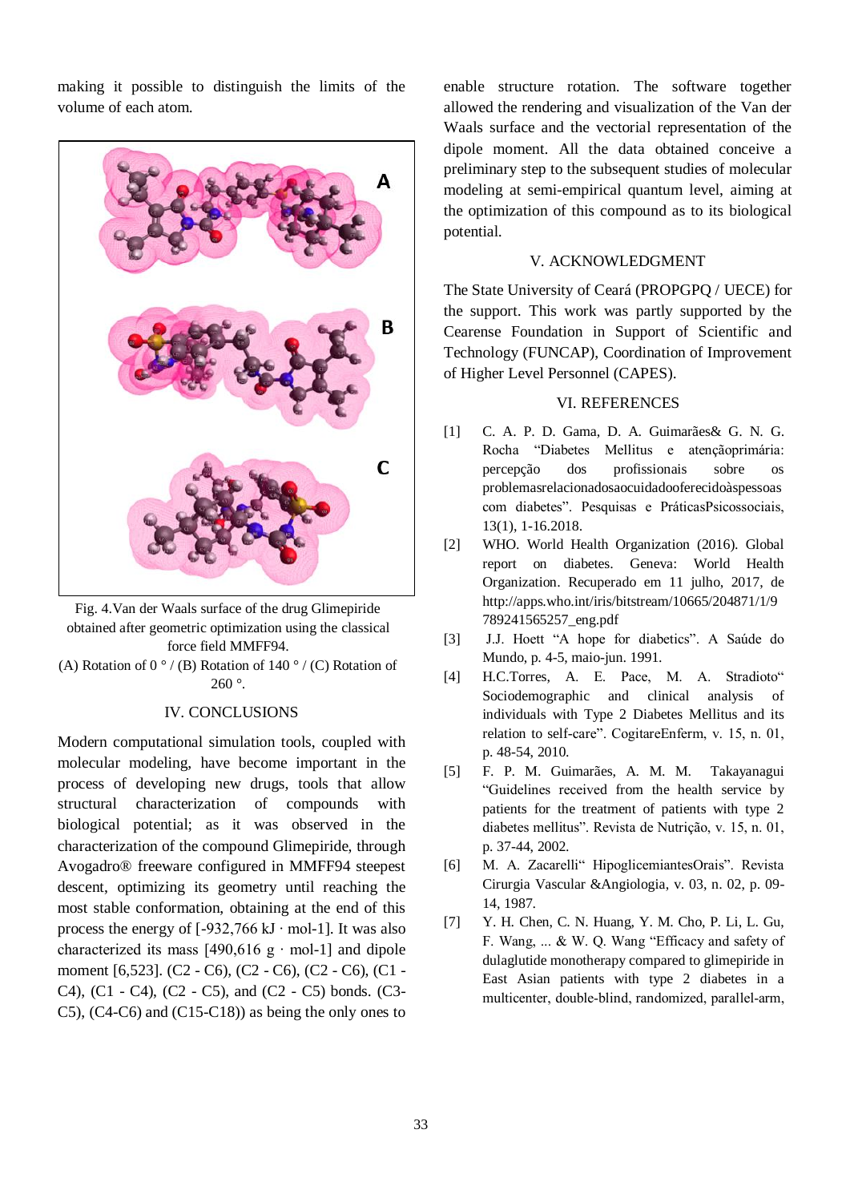making it possible to distinguish the limits of the volume of each atom.

A

B

C

Fig. 4.Van der Waals surface of the drug Glimepiride obtained after geometric optimization using the classical force field MMFF94.
(A) Rotation of 0 ° / (B) Rotation of 140 ° / (C) Rotation of 260 °.

## IV. CONCLUSIONS

Modern computational simulation tools, coupled with molecular modeling, have become important in the process of developing new drugs, tools that allow structural characterization of compounds with biological potential; as it was observed in the characterization of the compound Glimepiride, through Avogadro® freeware configured in MMFF94 steepest descent, optimizing its geometry until reaching the most stable conformation, obtaining at the end of this process the energy of [-932,766 kJ · mol-1]. It was also characterized its mass [490,616 g · mol-1] and dipole moment [6,523]. (C2 - C6), (C2 - C6), (C2 - C6), (C1 - C4), (C1 - C4), (C2 - C5), and (C2 - C5) bonds. (C3-C5), (C4-C6) and (C15-C18)) as being the only ones to enable structure rotation. The software together allowed the rendering and visualization of the Van der Waals surface and the vectorial representation of the dipole moment. All the data obtained conceive a preliminary step to the subsequent studies of molecular modeling at semi-empirical quantum level, aiming at the optimization of this compound as to its biological potential.

## V. ACKNOWLEDGMENT

The State University of Ceará (PROPGPQ / UECE) for the support. This work was partly supported by the Cearense Foundation in Support of Scientific and Technology (FUNCAP), Coordination of Improvement of Higher Level Personnel (CAPES).

## VI. REFERENCES

[1] C. A. P. D. Gama, D. A. Guimarães& G. N. G. Rocha "Diabetes Mellitus e atençãoprimária: percepção dos profissionais sobre os problemasrelacionadosaocuidadooferecidoàspessoas com diabetes". Pesquisas e PráticasPsicossociais, 13(1), 1-16.2018.

[2] WHO. World Health Organization (2016). Global report on diabetes. Geneva: World Health Organization. Recuperado em 11 julho, 2017, de http://apps.who.int/iris/bitstream/10665/204871/1/9789241565257_eng.pdf

[3] J.J. Hoett "A hope for diabetics". A Saúde do Mundo, p. 4-5, maio-jun. 1991.

[4] H.C.Torres, A. E. Pace, M. A. Stradioto" Sociodemographic and clinical analysis of individuals with Type 2 Diabetes Mellitus and its relation to self-care". CogitareEnferm, v. 15, n. 01, p. 48-54, 2010.

[5] F. P. M. Guimarães, A. M. M. Takayanagui "Guidelines received from the health service by patients for the treatment of patients with type 2 diabetes mellitus". Revista de Nutrição, v. 15, n. 01, p. 37-44, 2002.

[6] M. A. Zacarelli" HipoglicemiantesOrais". Revista Cirurgia Vascular &Angiologia, v. 03, n. 02, p. 09-14, 1987.

[7] Y. H. Chen, C. N. Huang, Y. M. Cho, P. Li, L. Gu, F. Wang, ... & W. Q. Wang "Efficacy and safety of dulaglutide monotherapy compared to glimepiride in East Asian patients with type 2 diabetes in a multicenter, double-blind, randomized, parallel-arm,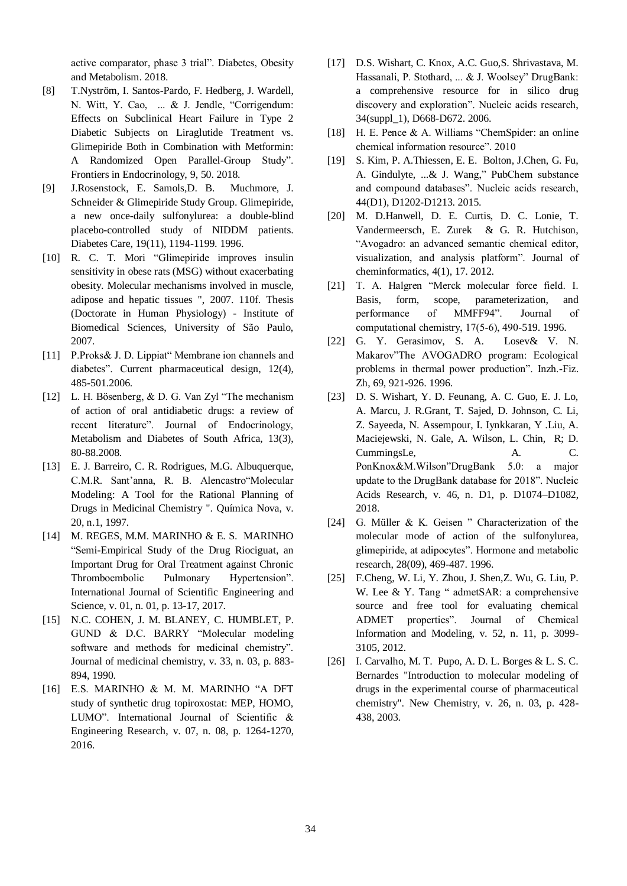active comparator, phase 3 trial". Diabetes, Obesity and Metabolism. 2018.

[8] T.Nyström, I. Santos-Pardo, F. Hedberg, J. Wardell, N. Witt, Y. Cao, ... & J. Jendle, "Corrigendum: Effects on Subclinical Heart Failure in Type 2 Diabetic Subjects on Liraglutide Treatment vs. Glimepiride Both in Combination with Metformin: A Randomized Open Parallel-Group Study". Frontiers in Endocrinology, 9, 50. 2018.

[9] J.Rosenstock, E. Samols,D. B. Muchmore, J. Schneider & Glimepiride Study Group. Glimepiride, a new once-daily sulfonylurea: a double-blind placebo-controlled study of NIDDM patients. Diabetes Care, 19(11), 1194-1199. 1996.

[10] R. C. T. Mori "Glimepiride improves insulin sensitivity in obese rats (MSG) without exacerbating obesity. Molecular mechanisms involved in muscle, adipose and hepatic tissues ", 2007. 110f. Thesis (Doctorate in Human Physiology) - Institute of Biomedical Sciences, University of São Paulo, 2007.

[11] P.Proks& J. D. Lippiat" Membrane ion channels and diabetes". Current pharmaceutical design, 12(4), 485-501.2006.

[12] L. H. Bösenberg, & D. G. Van Zyl "The mechanism of action of oral antidiabetic drugs: a review of recent literature". Journal of Endocrinology, Metabolism and Diabetes of South Africa, 13(3), 80-88.2008.

[13] E. J. Barreiro, C. R. Rodrigues, M.G. Albuquerque, C.M.R. Sant'anna, R. B. Alencastro"Molecular Modeling: A Tool for the Rational Planning of Drugs in Medicinal Chemistry ". Química Nova, v. 20, n.1, 1997.

[14] M. REGES, M.M. MARINHO & E. S. MARINHO "Semi-Empirical Study of the Drug Riociguat, an Important Drug for Oral Treatment against Chronic Thromboembolic Pulmonary Hypertension". International Journal of Scientific Engineering and Science, v. 01, n. 01, p. 13-17, 2017.

[15] N.C. COHEN, J. M. BLANEY, C. HUMBLET, P. GUND & D.C. BARRY "Molecular modeling software and methods for medicinal chemistry". Journal of medicinal chemistry, v. 33, n. 03, p. 883-894, 1990.

[16] E.S. MARINHO & M. M. MARINHO "A DFT study of synthetic drug topiroxostat: MEP, HOMO, LUMO". International Journal of Scientific & Engineering Research, v. 07, n. 08, p. 1264-1270, 2016.

[17] D.S. Wishart, C. Knox, A.C. Guo,S. Shrivastava, M. Hassanali, P. Stothard, ... & J. Woolsey" DrugBank: a comprehensive resource for in silico drug discovery and exploration". Nucleic acids research, 34(suppl_1), D668-D672. 2006.

[18] H. E. Pence & A. Williams "ChemSpider: an online chemical information resource". 2010

[19] S. Kim, P. A.Thiessen, E. E. Bolton, J.Chen, G. Fu, A. Gindulyte, ...& J. Wang," PubChem substance and compound databases". Nucleic acids research, 44(D1), D1202-D1213. 2015.

[20] M. D.Hanwell, D. E. Curtis, D. C. Lonie, T. Vandermeersch, E. Zurek & G. R. Hutchison, "Avogadro: an advanced semantic chemical editor, visualization, and analysis platform". Journal of cheminformatics, 4(1), 17. 2012.

[21] T. A. Halgren "Merck molecular force field. I. Basis, form, scope, parameterization, and performance of MMFF94". Journal of computational chemistry, 17(5-6), 490-519. 1996.

[22] G. Y. Gerasimov, S. A. Losev& V. N. Makarov"The AVOGADRO program: Ecological problems in thermal power production". Inzh.-Fiz. Zh, 69, 921-926. 1996.

[23] D. S. Wishart, Y. D. Feunang, A. C. Guo, E. J. Lo, A. Marcu, J. R.Grant, T. Sajed, D. Johnson, C. Li, Z. Sayeeda, N. Assempour, I. Iynkkaran, Y .Liu, A. Maciejewski, N. Gale, A. Wilson, L. Chin, R; D. CummingsLe, A. C. PonKnox&M.Wilson"DrugBank 5.0: a major update to the DrugBank database for 2018". Nucleic Acids Research, v. 46, n. D1, p. D1074–D1082, 2018.

[24] G. Müller & K. Geisen " Characterization of the molecular mode of action of the sulfonylurea, glimepiride, at adipocytes". Hormone and metabolic research, 28(09), 469-487. 1996.

[25] F.Cheng, W. Li, Y. Zhou, J. Shen,Z. Wu, G. Liu, P. W. Lee & Y. Tang " admetSAR: a comprehensive source and free tool for evaluating chemical ADMET properties". Journal of Chemical Information and Modeling, v. 52, n. 11, p. 3099-3105, 2012.

[26] I. Carvalho, M. T. Pupo, A. D. L. Borges & L. S. C. Bernardes "Introduction to molecular modeling of drugs in the experimental course of pharmaceutical chemistry". New Chemistry, v. 26, n. 03, p. 428-438, 2003.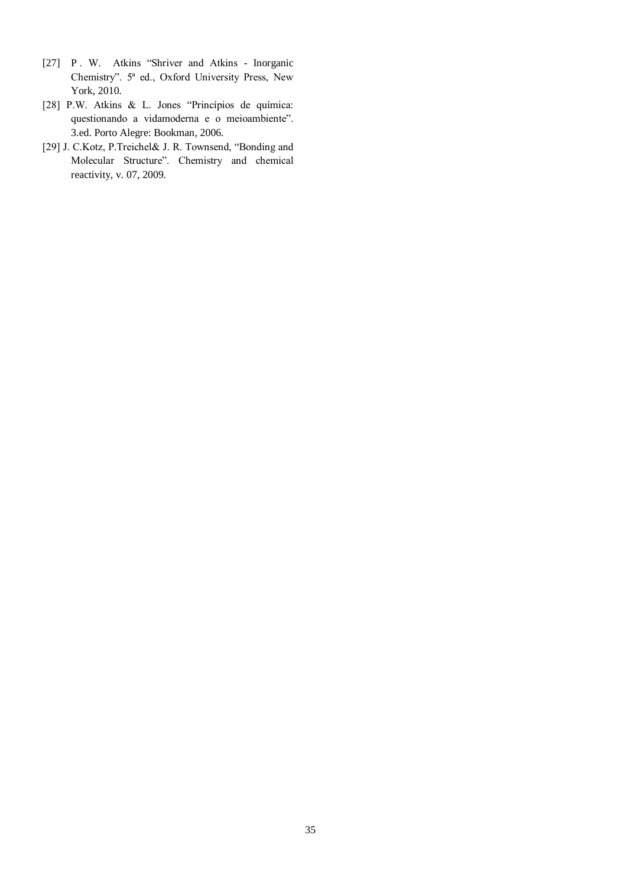[27] P . W. Atkins "Shriver and Atkins - Inorganic Chemistry". 5ª ed., Oxford University Press, New York, 2010.

[28] P.W. Atkins & L. Jones "Princípios de química: questionando a vidamoderna e o meioambiente". 3.ed. Porto Alegre: Bookman, 2006.

[29] J. C.Kotz, P.Treichel& J. R. Townsend, "Bonding and Molecular Structure". Chemistry and chemical reactivity, v. 07, 2009.